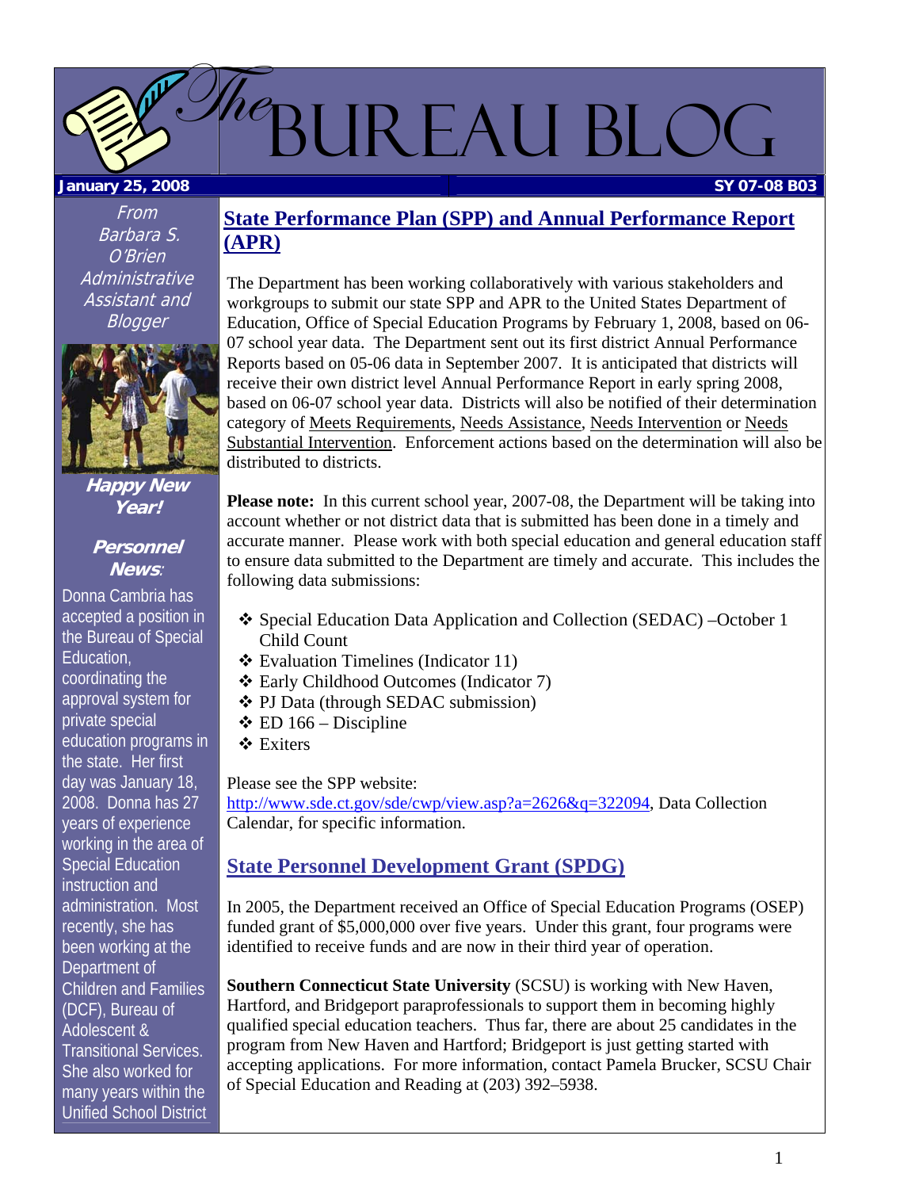# The Bureau Blog

**January 25, 2008** **SY 07-08 B03**

*From Barbara S. O'Brien Administrative Assistant and Blogger*

**Happy New Year!**

**Personnel News:**

Donna Cambria has accepted a position in the Bureau of Special Education, coordinating the approval system for private special education programs in the state. Her first day was January 18, 2008. Donna has 27 years of experience working in the area of Special Education instruction and administration. Most recently, she has been working at the Department of Children and Families (DCF), Bureau of Adolescent & Transitional Services. She also worked for many years within the Unified School District

## State Performance Plan (SPP) and Annual Performance Report (APR)

The Department has been working collaboratively with various stakeholders and workgroups to submit our state SPP and APR to the United States Department of Education, Office of Special Education Programs by February 1, 2008, based on 06-07 school year data. The Department sent out its first district Annual Performance Reports based on 05-06 data in September 2007. It is anticipated that districts will receive their own district level Annual Performance Report in early spring 2008, based on 06-07 school year data. Districts will also be notified of their determination category of Meets Requirements, Needs Assistance, Needs Intervention or Needs Substantial Intervention. Enforcement actions based on the determination will also be distributed to districts.

**Please note:** In this current school year, 2007-08, the Department will be taking into account whether or not district data that is submitted has been done in a timely and accurate manner. Please work with both special education and general education staff to ensure data submitted to the Department are timely and accurate. This includes the following data submissions:

- Special Education Data Application and Collection (SEDAC) –October 1 Child Count
- Evaluation Timelines (Indicator 11)
- Early Childhood Outcomes (Indicator 7)
- PJ Data (through SEDAC submission)
- ED 166 – Discipline
- Exiters

Please see the SPP website: http://www.sde.ct.gov/sde/cwp/view.asp?a=2626&q=322094, Data Collection Calendar, for specific information.

## State Personnel Development Grant (SPDG)

In 2005, the Department received an Office of Special Education Programs (OSEP) funded grant of $5,000,000 over five years. Under this grant, four programs were identified to receive funds and are now in their third year of operation.

**Southern Connecticut State University** (SCSU) is working with New Haven, Hartford, and Bridgeport paraprofessionals to support them in becoming highly qualified special education teachers. Thus far, there are about 25 candidates in the program from New Haven and Hartford; Bridgeport is just getting started with accepting applications. For more information, contact Pamela Brucker, SCSU Chair of Special Education and Reading at (203) 392–5938.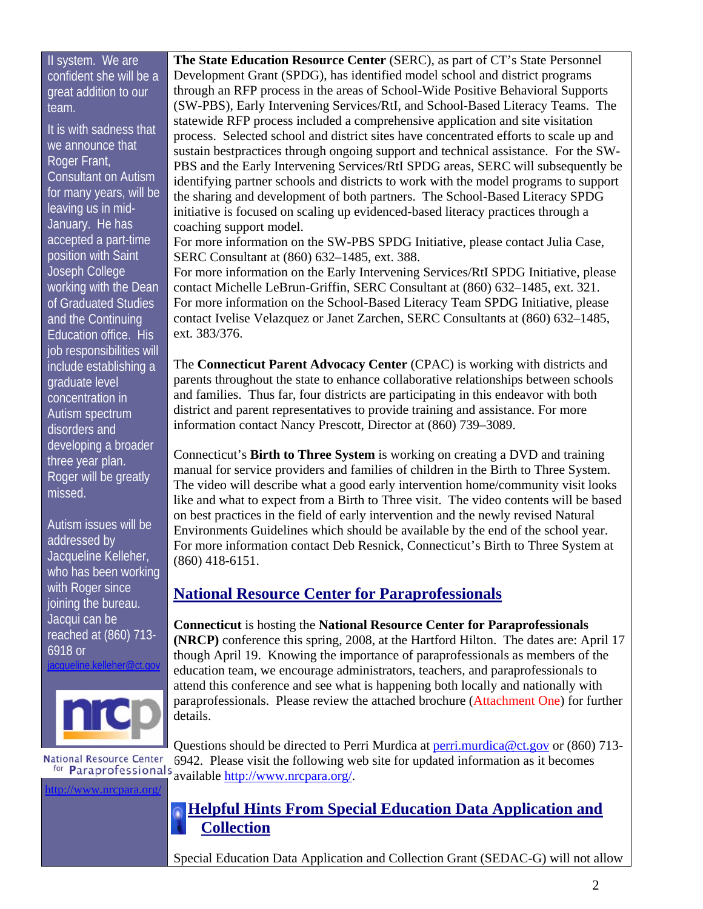II system. We are confident she will be a great addition to our team.

It is with sadness that we announce that Roger Frant, Consultant on Autism for many years, will be leaving us in mid-January. He has accepted a part-time position with Saint Joseph College working with the Dean of Graduated Studies and the Continuing Education office. His job responsibilities will include establishing a graduate level concentration in Autism spectrum disorders and developing a broader three year plan. Roger will be greatly missed.

Autism issues will be addressed by Jacqueline Kelleher, who has been working with Roger since joining the bureau. Jacqui can be reached at (860) 713-6918 or jacqueline.kelleher@ct.gov

National Resource Center for Paraprofessionals

http://www.nrcpara.org/

**The State Education Resource Center** (SERC), as part of CT's State Personnel Development Grant (SPDG), has identified model school and district programs through an RFP process in the areas of School-Wide Positive Behavioral Supports (SW-PBS), Early Intervening Services/RtI, and School-Based Literacy Teams. The statewide RFP process included a comprehensive application and site visitation process. Selected school and district sites have concentrated efforts to scale up and sustain bestpractices through ongoing support and technical assistance. For the SW-PBS and the Early Intervening Services/RtI SPDG areas, SERC will subsequently be identifying partner schools and districts to work with the model programs to support the sharing and development of both partners. The School-Based Literacy SPDG initiative is focused on scaling up evidenced-based literacy practices through a coaching support model.
For more information on the SW-PBS SPDG Initiative, please contact Julia Case, SERC Consultant at (860) 632–1485, ext. 388.
For more information on the Early Intervening Services/RtI SPDG Initiative, please contact Michelle LeBrun-Griffin, SERC Consultant at (860) 632–1485, ext. 321.
For more information on the School-Based Literacy Team SPDG Initiative, please contact Ivelise Velazquez or Janet Zarchen, SERC Consultants at (860) 632–1485, ext. 383/376.

The **Connecticut Parent Advocacy Center** (CPAC) is working with districts and parents throughout the state to enhance collaborative relationships between schools and families. Thus far, four districts are participating in this endeavor with both district and parent representatives to provide training and assistance. For more information contact Nancy Prescott, Director at (860) 739–3089.

Connecticut's **Birth to Three System** is working on creating a DVD and training manual for service providers and families of children in the Birth to Three System. The video will describe what a good early intervention home/community visit looks like and what to expect from a Birth to Three visit. The video contents will be based on best practices in the field of early intervention and the newly revised Natural Environments Guidelines which should be available by the end of the school year. For more information contact Deb Resnick, Connecticut's Birth to Three System at (860) 418-6151.

## National Resource Center for Paraprofessionals

**Connecticut** is hosting the **National Resource Center for Paraprofessionals (NRCP)** conference this spring, 2008, at the Hartford Hilton. The dates are: April 17 though April 19. Knowing the importance of paraprofessionals as members of the education team, we encourage administrators, teachers, and paraprofessionals to attend this conference and see what is happening both locally and nationally with paraprofessionals. Please review the attached brochure (Attachment One) for further details.

Questions should be directed to Perri Murdica at perri.murdica@ct.gov or (860) 713-6942. Please visit the following web site for updated information as it becomes available http://www.nrcpara.org/.

## Helpful Hints From Special Education Data Application and Collection

Special Education Data Application and Collection Grant (SEDAC-G) will not allow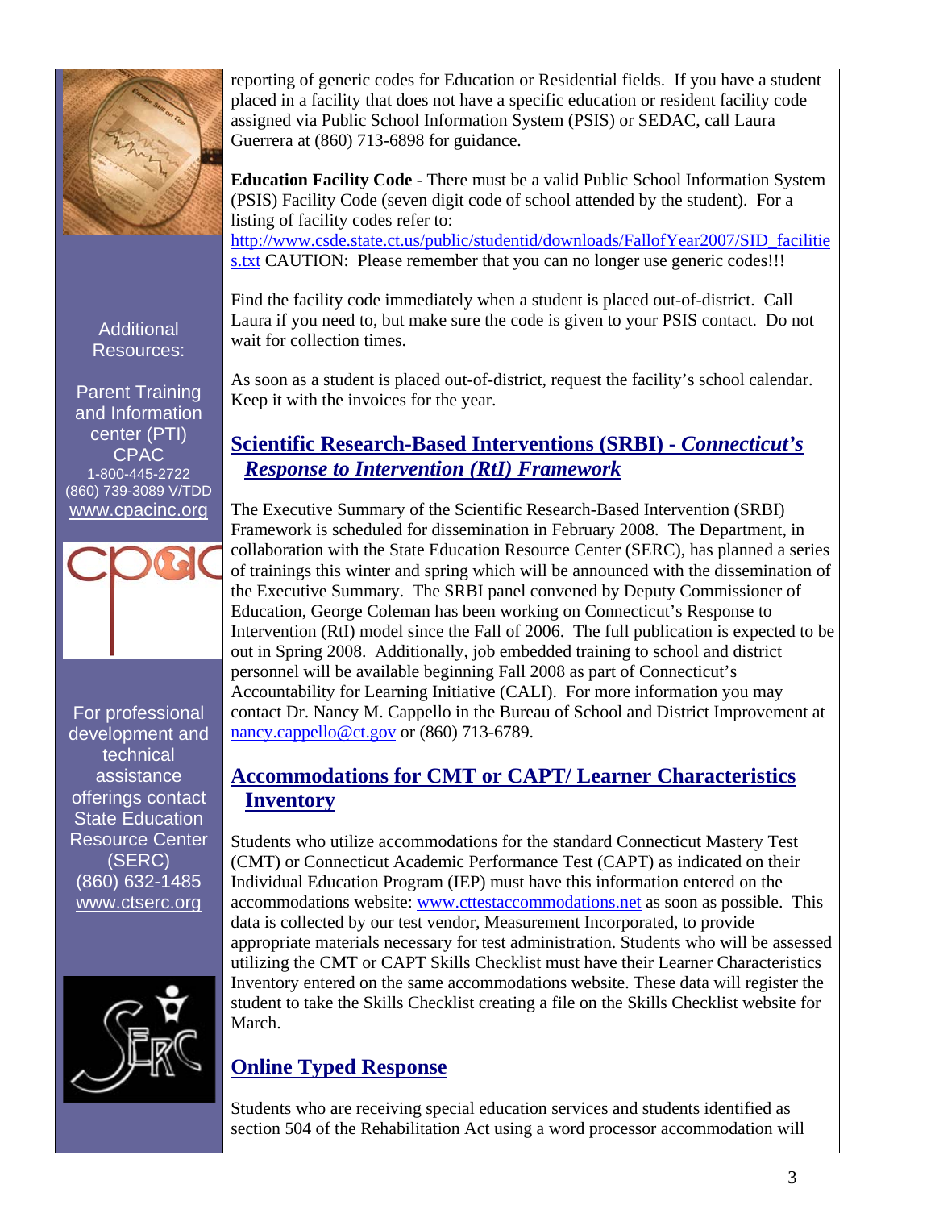reporting of generic codes for Education or Residential fields. If you have a student placed in a facility that does not have a specific education or resident facility code assigned via Public School Information System (PSIS) or SEDAC, call Laura Guerrera at (860) 713-6898 for guidance.

**Education Facility Code** - There must be a valid Public School Information System (PSIS) Facility Code (seven digit code of school attended by the student). For a listing of facility codes refer to: http://www.csde.state.ct.us/public/studentid/downloads/FallofYear2007/SID_facilities.txt CAUTION: Please remember that you can no longer use generic codes!!!

Find the facility code immediately when a student is placed out-of-district. Call Laura if you need to, but make sure the code is given to your PSIS contact. Do not wait for collection times.

As soon as a student is placed out-of-district, request the facility's school calendar. Keep it with the invoices for the year.

## Scientific Research-Based Interventions (SRBI) - *Connecticut's Response to Intervention (RtI) Framework*

The Executive Summary of the Scientific Research-Based Intervention (SRBI) Framework is scheduled for dissemination in February 2008. The Department, in collaboration with the State Education Resource Center (SERC), has planned a series of trainings this winter and spring which will be announced with the dissemination of the Executive Summary. The SRBI panel convened by Deputy Commissioner of Education, George Coleman has been working on Connecticut's Response to Intervention (RtI) model since the Fall of 2006. The full publication is expected to be out in Spring 2008. Additionally, job embedded training to school and district personnel will be available beginning Fall 2008 as part of Connecticut's Accountability for Learning Initiative (CALI). For more information you may contact Dr. Nancy M. Cappello in the Bureau of School and District Improvement at nancy.cappello@ct.gov or (860) 713-6789.

## Accommodations for CMT or CAPT/ Learner Characteristics Inventory

Students who utilize accommodations for the standard Connecticut Mastery Test (CMT) or Connecticut Academic Performance Test (CAPT) as indicated on their Individual Education Program (IEP) must have this information entered on the accommodations website: www.cttestaccommodations.net as soon as possible. This data is collected by our test vendor, Measurement Incorporated, to provide appropriate materials necessary for test administration. Students who will be assessed utilizing the CMT or CAPT Skills Checklist must have their Learner Characteristics Inventory entered on the same accommodations website. These data will register the student to take the Skills Checklist creating a file on the Skills Checklist website for March.

## Online Typed Response

Students who are receiving special education services and students identified as section 504 of the Rehabilitation Act using a word processor accommodation will

---

Additional Resources:

Parent Training and Information center (PTI)
CPAC
1-800-445-2722
(860) 739-3089 V/TDD
www.cpacinc.org

For professional development and technical assistance offerings contact State Education Resource Center (SERC)
(860) 632-1485
www.ctserc.org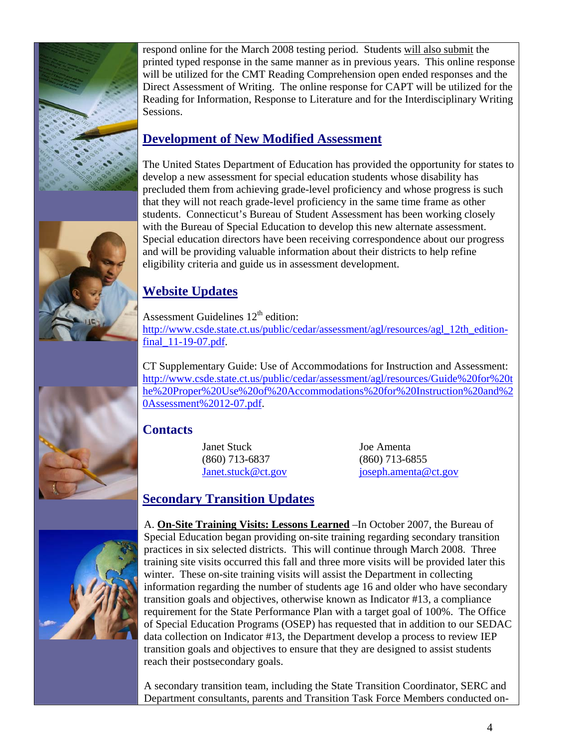respond online for the March 2008 testing period. Students will also submit the printed typed response in the same manner as in previous years. This online response will be utilized for the CMT Reading Comprehension open ended responses and the Direct Assessment of Writing. The online response for CAPT will be utilized for the Reading for Information, Response to Literature and for the Interdisciplinary Writing Sessions.

## Development of New Modified Assessment

The United States Department of Education has provided the opportunity for states to develop a new assessment for special education students whose disability has precluded them from achieving grade-level proficiency and whose progress is such that they will not reach grade-level proficiency in the same time frame as other students. Connecticut's Bureau of Student Assessment has been working closely with the Bureau of Special Education to develop this new alternate assessment. Special education directors have been receiving correspondence about our progress and will be providing valuable information about their districts to help refine eligibility criteria and guide us in assessment development.

## Website Updates

Assessment Guidelines 12th edition:
http://www.csde.state.ct.us/public/cedar/assessment/agl/resources/agl_12th_edition-final_11-19-07.pdf.

CT Supplementary Guide: Use of Accommodations for Instruction and Assessment:
http://www.csde.state.ct.us/public/cedar/assessment/agl/resources/Guide%20for%20the%20Proper%20Use%20of%20Accommodations%20for%20Instruction%20and%20Assessment%2012-07.pdf.

## Contacts

Janet Stuck
(860) 713-6837
Janet.stuck@ct.gov

Joe Amenta
(860) 713-6855
joseph.amenta@ct.gov

## Secondary Transition Updates

A. **On-Site Training Visits: Lessons Learned** –In October 2007, the Bureau of Special Education began providing on-site training regarding secondary transition practices in six selected districts. This will continue through March 2008. Three training site visits occurred this fall and three more visits will be provided later this winter. These on-site training visits will assist the Department in collecting information regarding the number of students age 16 and older who have secondary transition goals and objectives, otherwise known as Indicator #13, a compliance requirement for the State Performance Plan with a target goal of 100%. The Office of Special Education Programs (OSEP) has requested that in addition to our SEDAC data collection on Indicator #13, the Department develop a process to review IEP transition goals and objectives to ensure that they are designed to assist students reach their postsecondary goals.

A secondary transition team, including the State Transition Coordinator, SERC and Department consultants, parents and Transition Task Force Members conducted on-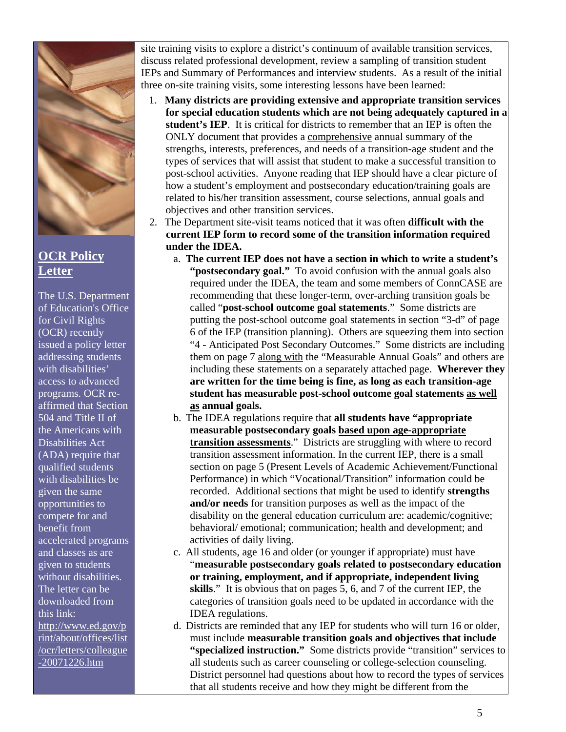site training visits to explore a district's continuum of available transition services, discuss related professional development, review a sampling of transition student IEPs and Summary of Performances and interview students. As a result of the initial three on-site training visits, some interesting lessons have been learned:

1. **Many districts are providing extensive and appropriate transition services for special education students which are not being adequately captured in a student's IEP**. It is critical for districts to remember that an IEP is often the ONLY document that provides a comprehensive annual summary of the strengths, interests, preferences, and needs of a transition-age student and the types of services that will assist that student to make a successful transition to post-school activities. Anyone reading that IEP should have a clear picture of how a student's employment and postsecondary education/training goals are related to his/her transition assessment, course selections, annual goals and objectives and other transition services.
2. The Department site-visit teams noticed that it was often **difficult with the current IEP form to record some of the transition information required under the IDEA.**
   a. **The current IEP does not have a section in which to write a student's "postsecondary goal."** To avoid confusion with the annual goals also required under the IDEA, the team and some members of ConnCASE are recommending that these longer-term, over-arching transition goals be called "**post-school outcome goal statements**." Some districts are putting the post-school outcome goal statements in section "3-d" of page 6 of the IEP (transition planning). Others are squeezing them into section "4 - Anticipated Post Secondary Outcomes." Some districts are including them on page 7 along with the "Measurable Annual Goals" and others are including these statements on a separately attached page. **Wherever they are written for the time being is fine, as long as each transition-age student has measurable post-school outcome goal statements as well as annual goals.**
   b. The IDEA regulations require that **all students have "appropriate measurable postsecondary goals based upon age-appropriate transition assessments**." Districts are struggling with where to record transition assessment information. In the current IEP, there is a small section on page 5 (Present Levels of Academic Achievement/Functional Performance) in which "Vocational/Transition" information could be recorded. Additional sections that might be used to identify **strengths and/or needs** for transition purposes as well as the impact of the disability on the general education curriculum are: academic/cognitive; behavioral/ emotional; communication; health and development; and activities of daily living.
   c. All students, age 16 and older (or younger if appropriate) must have "**measurable postsecondary goals related to postsecondary education or training, employment, and if appropriate, independent living skills**." It is obvious that on pages 5, 6, and 7 of the current IEP, the categories of transition goals need to be updated in accordance with the IDEA regulations.
   d. Districts are reminded that any IEP for students who will turn 16 or older, must include **measurable transition goals and objectives that include "specialized instruction."** Some districts provide "transition" services to all students such as career counseling or college-selection counseling. District personnel had questions about how to record the types of services that all students receive and how they might be different from the

## OCR Policy Letter

The U.S. Department of Education's Office for Civil Rights (OCR) recently issued a policy letter addressing students with disabilities' access to advanced programs. OCR re-affirmed that Section 504 and Title II of the Americans with Disabilities Act (ADA) require that qualified students with disabilities be given the same opportunities to compete for and benefit from accelerated programs and classes as are given to students without disabilities. The letter can be downloaded from this link: http://www.ed.gov/print/about/offices/list/ocr/letters/colleague-20071226.htm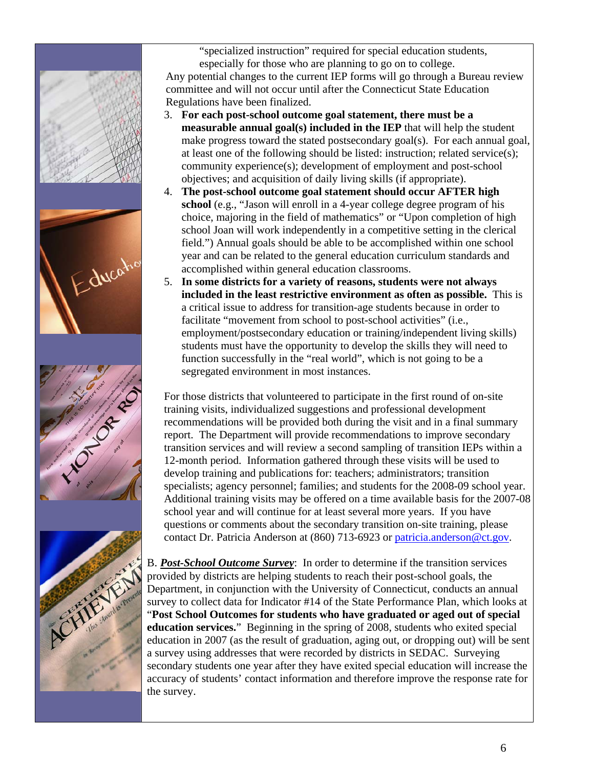"specialized instruction" required for special education students, especially for those who are planning to go on to college.

Any potential changes to the current IEP forms will go through a Bureau review committee and will not occur until after the Connecticut State Education Regulations have been finalized.

3. **For each post-school outcome goal statement, there must be a measurable annual goal(s) included in the IEP** that will help the student make progress toward the stated postsecondary goal(s). For each annual goal, at least one of the following should be listed: instruction; related service(s); community experience(s); development of employment and post-school objectives; and acquisition of daily living skills (if appropriate).
4. **The post-school outcome goal statement should occur AFTER high school** (e.g., "Jason will enroll in a 4-year college degree program of his choice, majoring in the field of mathematics" or "Upon completion of high school Joan will work independently in a competitive setting in the clerical field.") Annual goals should be able to be accomplished within one school year and can be related to the general education curriculum standards and accomplished within general education classrooms.
5. **In some districts for a variety of reasons, students were not always included in the least restrictive environment as often as possible.** This is a critical issue to address for transition-age students because in order to facilitate "movement from school to post-school activities" (i.e., employment/postsecondary education or training/independent living skills) students must have the opportunity to develop the skills they will need to function successfully in the "real world", which is not going to be a segregated environment in most instances.

For those districts that volunteered to participate in the first round of on-site training visits, individualized suggestions and professional development recommendations will be provided both during the visit and in a final summary report. The Department will provide recommendations to improve secondary transition services and will review a second sampling of transition IEPs within a 12-month period. Information gathered through these visits will be used to develop training and publications for: teachers; administrators; transition specialists; agency personnel; families; and students for the 2008-09 school year. Additional training visits may be offered on a time available basis for the 2007-08 school year and will continue for at least several more years. If you have questions or comments about the secondary transition on-site training, please contact Dr. Patricia Anderson at (860) 713-6923 or patricia.anderson@ct.gov.

B. ***Post-School Outcome Survey***: In order to determine if the transition services provided by districts are helping students to reach their post-school goals, the Department, in conjunction with the University of Connecticut, conducts an annual survey to collect data for Indicator #14 of the State Performance Plan, which looks at "**Post School Outcomes for students who have graduated or aged out of special education services.**" Beginning in the spring of 2008, students who exited special education in 2007 (as the result of graduation, aging out, or dropping out) will be sent a survey using addresses that were recorded by districts in SEDAC. Surveying secondary students one year after they have exited special education will increase the accuracy of students' contact information and therefore improve the response rate for the survey.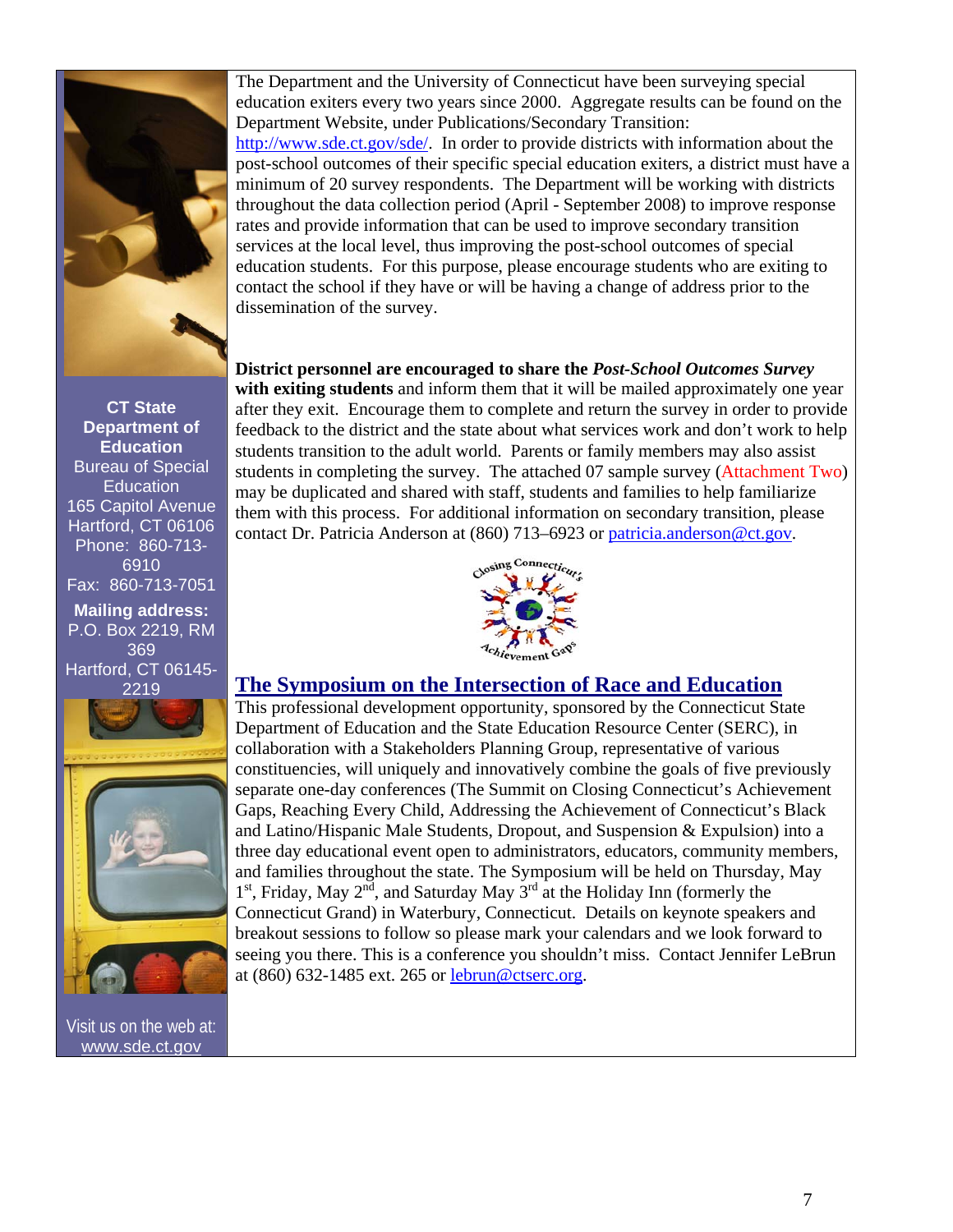The Department and the University of Connecticut have been surveying special education exiters every two years since 2000. Aggregate results can be found on the Department Website, under Publications/Secondary Transition: http://www.sde.ct.gov/sde/. In order to provide districts with information about the post-school outcomes of their specific special education exiters, a district must have a minimum of 20 survey respondents. The Department will be working with districts throughout the data collection period (April - September 2008) to improve response rates and provide information that can be used to improve secondary transition services at the local level, thus improving the post-school outcomes of special education students. For this purpose, please encourage students who are exiting to contact the school if they have or will be having a change of address prior to the dissemination of the survey.

**District personnel are encouraged to share the *Post-School Outcomes Survey* with exiting students** and inform them that it will be mailed approximately one year after they exit. Encourage them to complete and return the survey in order to provide feedback to the district and the state about what services work and don't work to help students transition to the adult world. Parents or family members may also assist students in completing the survey. The attached 07 sample survey (Attachment Two) may be duplicated and shared with staff, students and families to help familiarize them with this process. For additional information on secondary transition, please contact Dr. Patricia Anderson at (860) 713–6923 or patricia.anderson@ct.gov.

Closing Connecticut's Achievement Gaps

## The Symposium on the Intersection of Race and Education

This professional development opportunity, sponsored by the Connecticut State Department of Education and the State Education Resource Center (SERC), in collaboration with a Stakeholders Planning Group, representative of various constituencies, will uniquely and innovatively combine the goals of five previously separate one-day conferences (The Summit on Closing Connecticut's Achievement Gaps, Reaching Every Child, Addressing the Achievement of Connecticut's Black and Latino/Hispanic Male Students, Dropout, and Suspension & Expulsion) into a three day educational event open to administrators, educators, community members, and families throughout the state. The Symposium will be held on Thursday, May 1st, Friday, May 2nd, and Saturday May 3rd at the Holiday Inn (formerly the Connecticut Grand) in Waterbury, Connecticut. Details on keynote speakers and breakout sessions to follow so please mark your calendars and we look forward to seeing you there. This is a conference you shouldn't miss. Contact Jennifer LeBrun at (860) 632-1485 ext. 265 or lebrun@ctserc.org.

**CT State Department of Education**
Bureau of Special Education
165 Capitol Avenue
Hartford, CT 06106
Phone: 860-713-6910
Fax: 860-713-7051

**Mailing address:**
P.O. Box 2219, RM 369
Hartford, CT 06145-2219

Visit us on the web at:
www.sde.ct.gov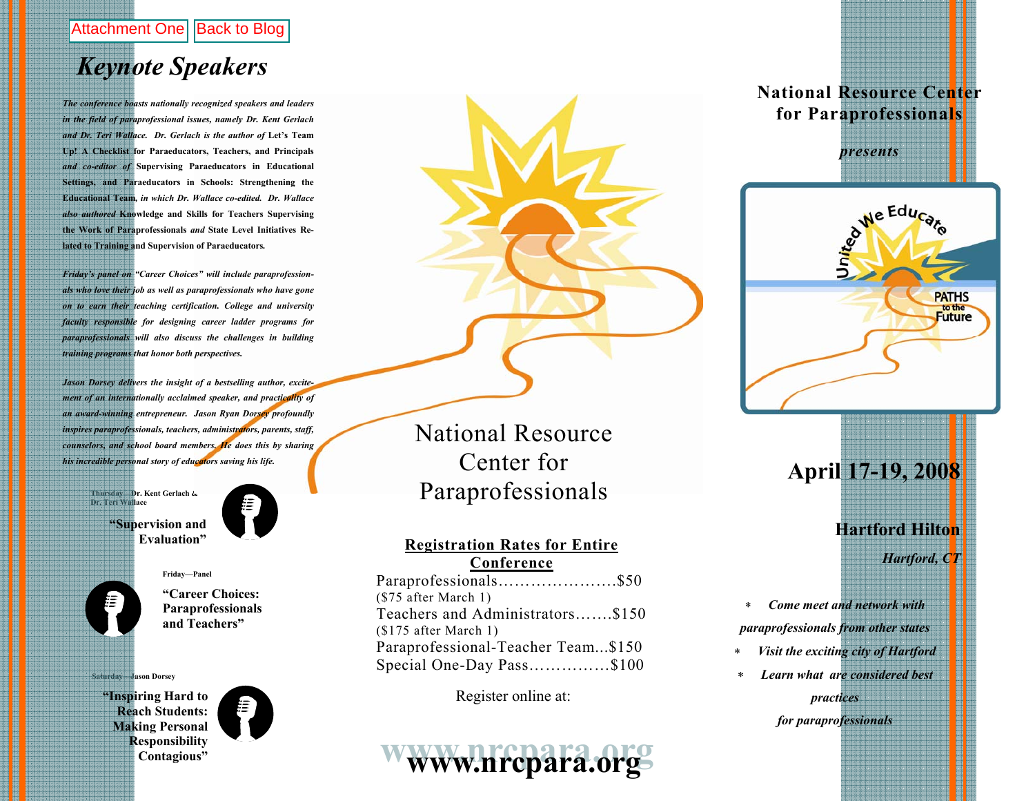Attachment One | Back to Blog

# *Keynote Speakers*

*The conference boasts nationally recognized speakers and leaders in the field of paraprofessional issues, namely Dr. Kent Gerlach and Dr. Teri Wallace. Dr. Gerlach is the author of* **Let's Team Up! A Checklist for Paraeducators, Teachers, and Principals** *and co-editor of* **Supervising Paraeducators in Educational Settings, and Paraeducators in Schools: Strengthening the Educational Team,** *in which Dr. Wallace co-edited. Dr. Wallace also authored* **Knowledge and Skills for Teachers Supervising the Work of Paraprofessionals** *and* **State Level Initiatives Related to Training and Supervision of Paraeducators.**

*Friday's panel on "Career Choices" will include paraprofessionals who love their job as well as paraprofessionals who have gone on to earn their teaching certification. College and university faculty responsible for designing career ladder programs for paraprofessionals will also discuss the challenges in building training programs that honor both perspectives.*

*Jason Dorsey delivers the insight of a bestselling author, excitement of an internationally acclaimed speaker, and practicality of an award-winning entrepreneur. Jason Ryan Dorsey profoundly inspires paraprofessionals, teachers, administrators, parents, staff, counselors, and school board members. He does this by sharing his incredible personal story of educators saving his life.*

Thursday—Dr. Kent Gerlach & Dr. Teri Wallace

**"Supervision and Evaluation"**

Friday—Panel

**"Career Choices: Paraprofessionals and Teachers"**

Saturday—Jason Dorsey

**"Inspiring Hard to Reach Students: Making Personal Responsibility Contagious"**

National Resource Center for Paraprofessionals

**Registration Rates for Entire Conference**

Paraprofessionals…………………..$50
($75 after March 1)
Teachers and Administrators…….$150
($175 after March 1)
Paraprofessional-Teacher Team...$150
Special One-Day Pass……………$100

Register online at:

**www.nrcpara.org**

**National Resource Center for Paraprofessionals**

***presents***

United We Educate
PATHS to the Future

## April 17-19, 2008

**Hartford Hilton**

***Hartford, CT***

- *Come meet and network with paraprofessionals from other states*
- *Visit the exciting city of Hartford*
- *Learn what are considered best practices for paraprofessionals*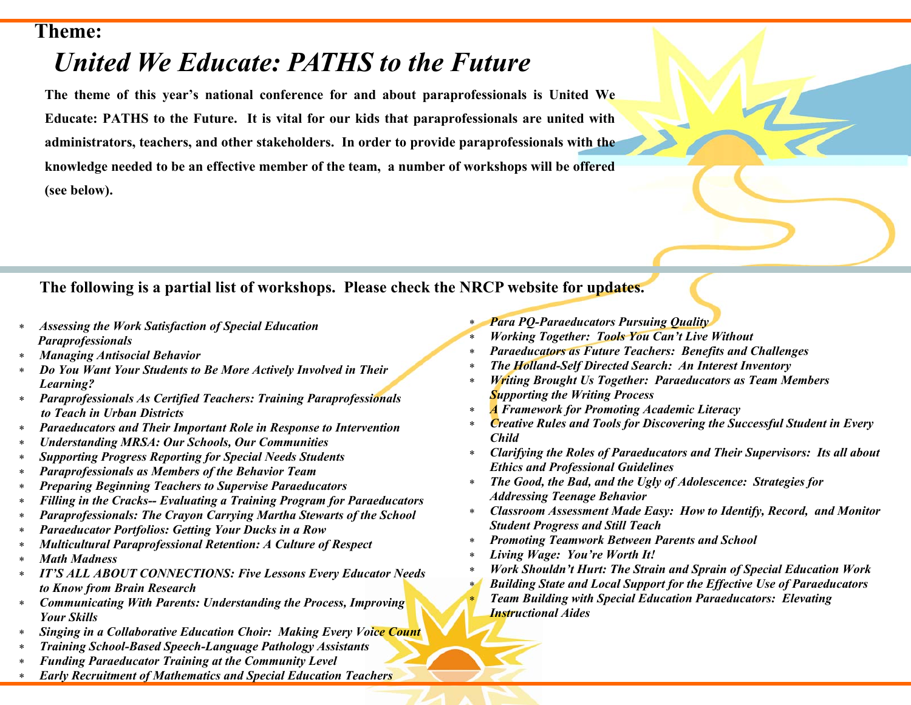**Theme:**

# *United We Educate: PATHS to the Future*

**The theme of this year's national conference for and about paraprofessionals is United We Educate: PATHS to the Future. It is vital for our kids that paraprofessionals are united with administrators, teachers, and other stakeholders. In order to provide paraprofessionals with the knowledge needed to be an effective member of the team, a number of workshops will be offered (see below).**

**The following is a partial list of workshops. Please check the NRCP website for updates.**

- ***Assessing the Work Satisfaction of Special Education Paraprofessionals***
- ***Managing Antisocial Behavior***
- ***Do You Want Your Students to Be More Actively Involved in Their Learning?***
- ***Paraprofessionals As Certified Teachers: Training Paraprofessionals to Teach in Urban Districts***
- ***Paraeducators and Their Important Role in Response to Intervention***
- ***Understanding MRSA: Our Schools, Our Communities***
- ***Supporting Progress Reporting for Special Needs Students***
- ***Paraprofessionals as Members of the Behavior Team***
- ***Preparing Beginning Teachers to Supervise Paraeducators***
- ***Filling in the Cracks-- Evaluating a Training Program for Paraeducators***
- ***Paraprofessionals: The Crayon Carrying Martha Stewarts of the School***
- ***Paraeducator Portfolios: Getting Your Ducks in a Row***
- ***Multicultural Paraprofessional Retention: A Culture of Respect***
- ***Math Madness***
- ***IT'S ALL ABOUT CONNECTIONS: Five Lessons Every Educator Needs to Know from Brain Research***
- ***Communicating With Parents: Understanding the Process, Improving Your Skills***
- ***Singing in a Collaborative Education Choir: Making Every Voice Count***
- ***Training School-Based Speech-Language Pathology Assistants***
- ***Funding Paraeducator Training at the Community Level***
- ***Early Recruitment of Mathematics and Special Education Teachers***
- ***Para PQ-Paraeducators Pursuing Quality***
- ***Working Together: Tools You Can't Live Without***
- ***Paraeducators as Future Teachers: Benefits and Challenges***
- ***The Holland-Self Directed Search: An Interest Inventory***
- ***Writing Brought Us Together: Paraeducators as Team Members Supporting the Writing Process***
- ***A Framework for Promoting Academic Literacy***
- ***Creative Rules and Tools for Discovering the Successful Student in Every Child***
- ***Clarifying the Roles of Paraeducators and Their Supervisors: Its all about Ethics and Professional Guidelines***
- ***The Good, the Bad, and the Ugly of Adolescence: Strategies for Addressing Teenage Behavior***
- ***Classroom Assessment Made Easy: How to Identify, Record, and Monitor Student Progress and Still Teach***
- ***Promoting Teamwork Between Parents and School***
- ***Living Wage: You're Worth It!***
- ***Work Shouldn't Hurt: The Strain and Sprain of Special Education Work***
- ***Building State and Local Support for the Effective Use of Paraeducators***
- ***Team Building with Special Education Paraeducators: Elevating Instructional Aides***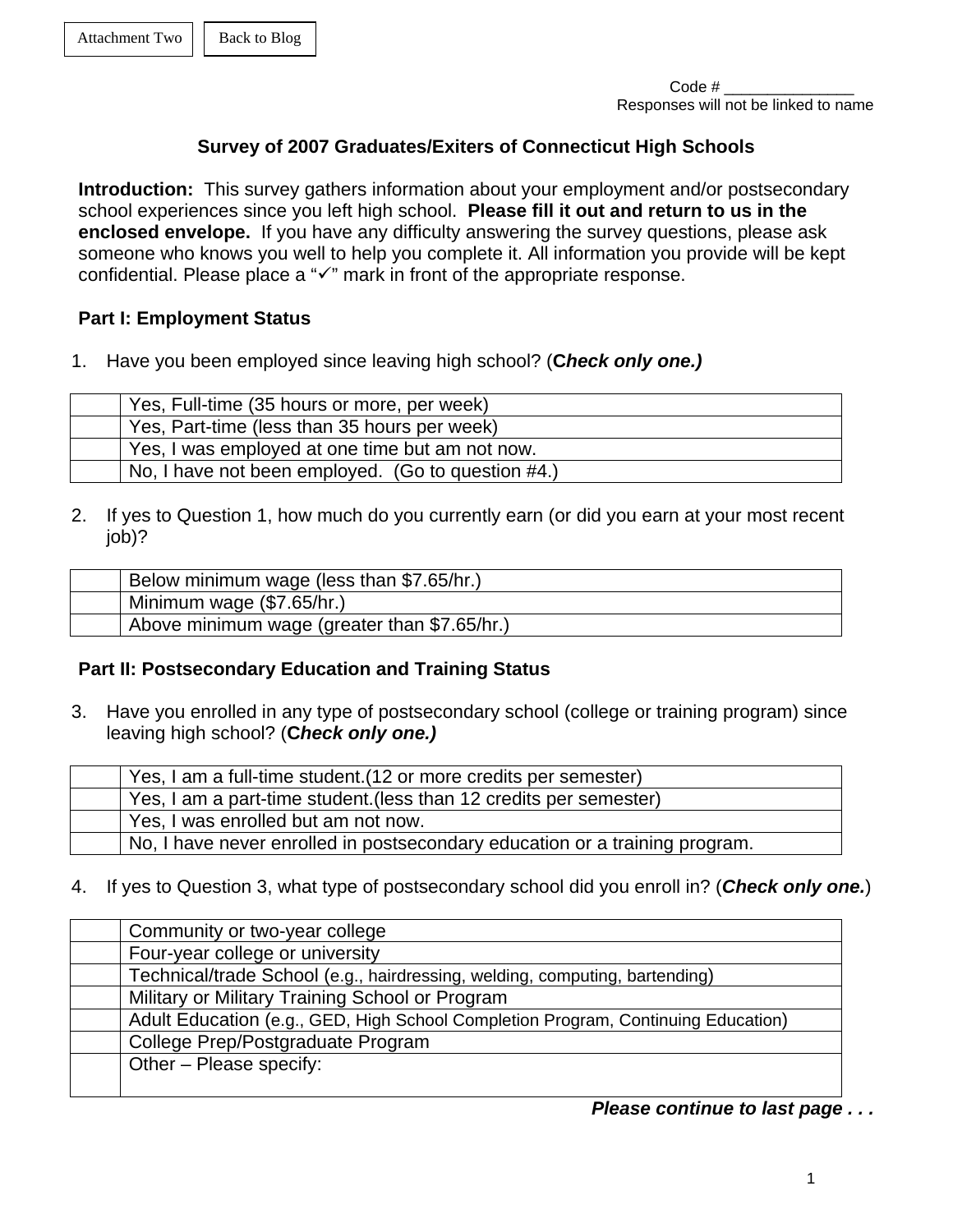Attachment Two | Back to Blog

Code # _______________
Responses will not be linked to name

## Survey of 2007 Graduates/Exiters of Connecticut High Schools

**Introduction:** This survey gathers information about your employment and/or postsecondary school experiences since you left high school. **Please fill it out and return to us in the enclosed envelope.** If you have any difficulty answering the survey questions, please ask someone who knows you well to help you complete it. All information you provide will be kept confidential. Please place a "✓" mark in front of the appropriate response.

### Part I: Employment Status

1. Have you been employed since leaving high school? (**C*heck only one.)***

| | |
|---|---|
| | Yes, Full-time (35 hours or more, per week) |
| | Yes, Part-time (less than 35 hours per week) |
| | Yes, I was employed at one time but am not now. |
| | No, I have not been employed. (Go to question #4.) |

2. If yes to Question 1, how much do you currently earn (or did you earn at your most recent job)?

| | |
|---|---|
| | Below minimum wage (less than $7.65/hr.) |
| | Minimum wage ($7.65/hr.) |
| | Above minimum wage (greater than $7.65/hr.) |

### Part II: Postsecondary Education and Training Status

3. Have you enrolled in any type of postsecondary school (college or training program) since leaving high school? (**C*heck only one.)***

| | |
|---|---|
| | Yes, I am a full-time student.(12 or more credits per semester) |
| | Yes, I am a part-time student.(less than 12 credits per semester) |
| | Yes, I was enrolled but am not now. |
| | No, I have never enrolled in postsecondary education or a training program. |

4. If yes to Question 3, what type of postsecondary school did you enroll in? (***Check only one.***)

| | |
|---|---|
| | Community or two-year college |
| | Four-year college or university |
| | Technical/trade School (e.g., hairdressing, welding, computing, bartending) |
| | Military or Military Training School or Program |
| | Adult Education (e.g., GED, High School Completion Program, Continuing Education) |
| | College Prep/Postgraduate Program |
| | Other – Please specify: |

***Please continue to last page . . .***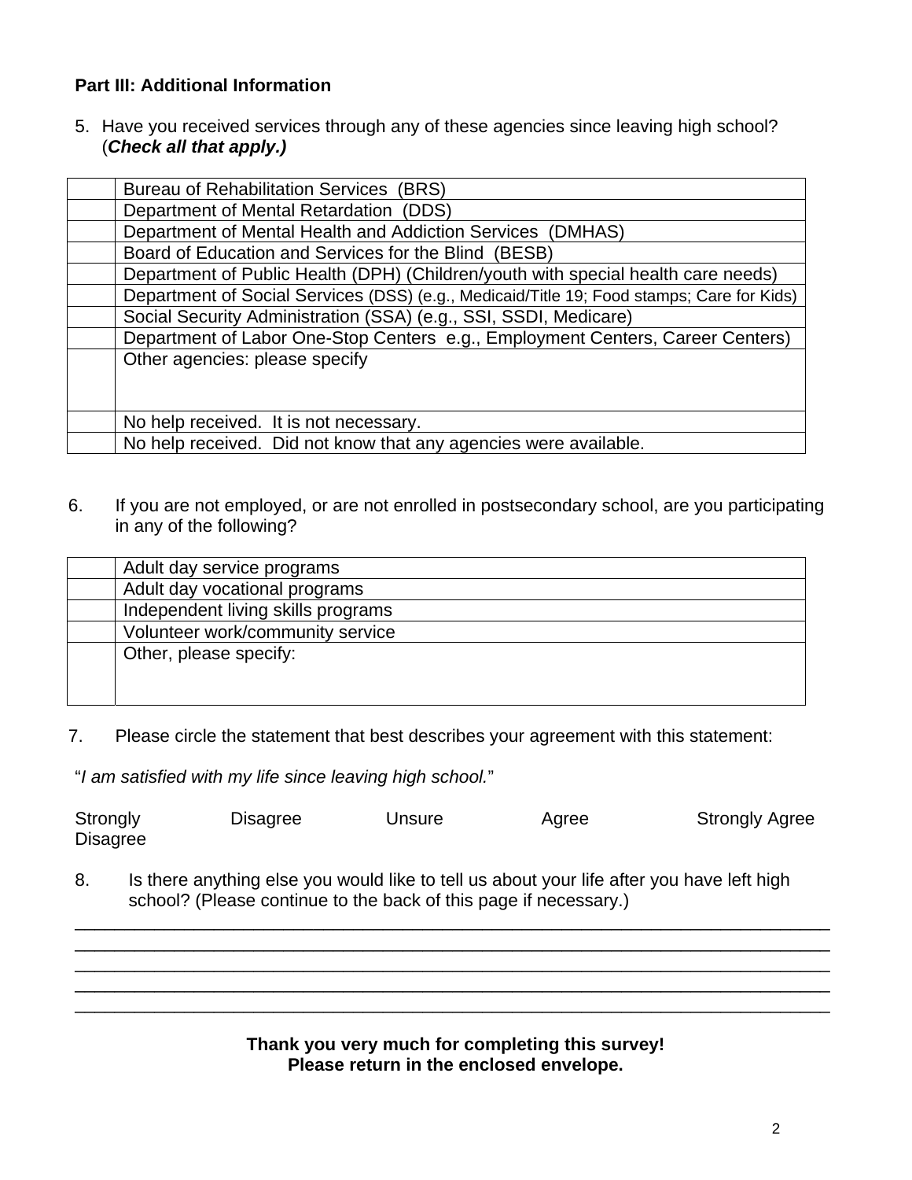**Part III: Additional Information**

5. Have you received services through any of these agencies since leaving high school? (***Check all that apply.)***

| | |
|---|---|
| | Bureau of Rehabilitation Services (BRS) |
| | Department of Mental Retardation (DDS) |
| | Department of Mental Health and Addiction Services (DMHAS) |
| | Board of Education and Services for the Blind (BESB) |
| | Department of Public Health (DPH) (Children/youth with special health care needs) |
| | Department of Social Services (DSS) (e.g., Medicaid/Title 19; Food stamps; Care for Kids) |
| | Social Security Administration (SSA) (e.g., SSI, SSDI, Medicare) |
| | Department of Labor One-Stop Centers e.g., Employment Centers, Career Centers) |
| | Other agencies: please specify |
| | No help received. It is not necessary. |
| | No help received. Did not know that any agencies were available. |

6. If you are not employed, or are not enrolled in postsecondary school, are you participating in any of the following?

| | |
|---|---|
| | Adult day service programs |
| | Adult day vocational programs |
| | Independent living skills programs |
| | Volunteer work/community service |
| | Other, please specify: |

7. Please circle the statement that best describes your agreement with this statement:

"*I am satisfied with my life since leaving high school.*"

Strongly Disagree    Disagree    Unsure    Agree    Strongly Agree

8. Is there anything else you would like to tell us about your life after you have left high school? (Please continue to the back of this page if necessary.)

______________________________________________________________________________
______________________________________________________________________________
______________________________________________________________________________
______________________________________________________________________________
______________________________________________________________________________

**Thank you very much for completing this survey!**
**Please return in the enclosed envelope.**